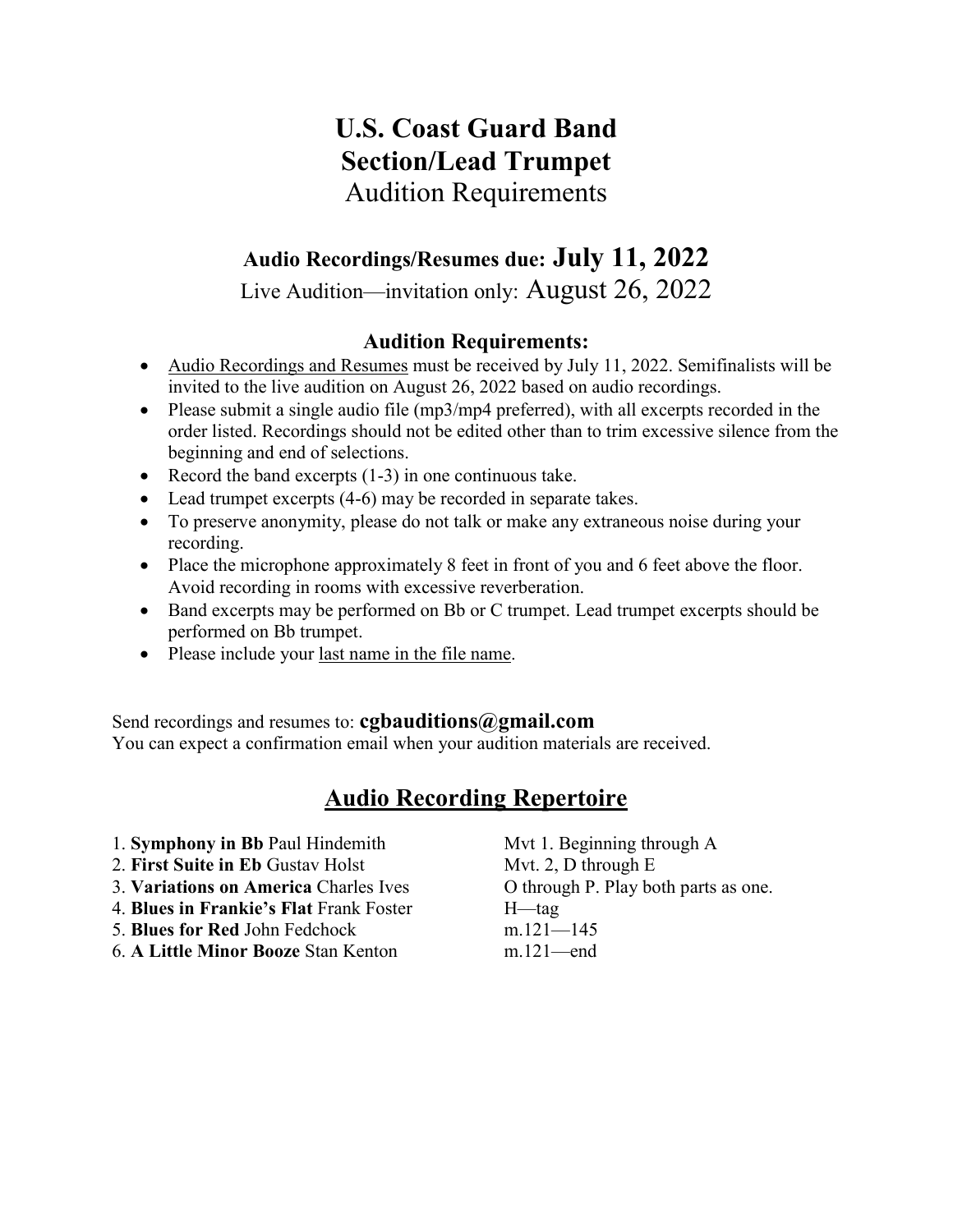# U.S. Coast Guard Band
# Section/Lead Trumpet
## Audition Requirements

### Audio Recordings/Resumes due: July 11, 2022

Live Audition—invitation only: August 26, 2022

### Audition Requirements:

- Audio Recordings and Resumes must be received by July 11, 2022. Semifinalists will be invited to the live audition on August 26, 2022 based on audio recordings.
- Please submit a single audio file (mp3/mp4 preferred), with all excerpts recorded in the order listed. Recordings should not be edited other than to trim excessive silence from the beginning and end of selections.
- Record the band excerpts (1-3) in one continuous take.
- Lead trumpet excerpts (4-6) may be recorded in separate takes.
- To preserve anonymity, please do not talk or make any extraneous noise during your recording.
- Place the microphone approximately 8 feet in front of you and 6 feet above the floor. Avoid recording in rooms with excessive reverberation.
- Band excerpts may be performed on Bb or C trumpet. Lead trumpet excerpts should be performed on Bb trumpet.
- Please include your last name in the file name.

Send recordings and resumes to: **cgbauditions@gmail.com**
You can expect a confirmation email when your audition materials are received.

## Audio Recording Repertoire

1. **Symphony in Bb** Paul Hindemith — Mvt 1. Beginning through A
2. **First Suite in Eb** Gustav Holst — Mvt. 2, D through E
3. **Variations on America** Charles Ives — O through P. Play both parts as one.
4. **Blues in Frankie's Flat** Frank Foster — H—tag
5. **Blues for Red** John Fedchock — m.121—145
6. **A Little Minor Booze** Stan Kenton — m.121—end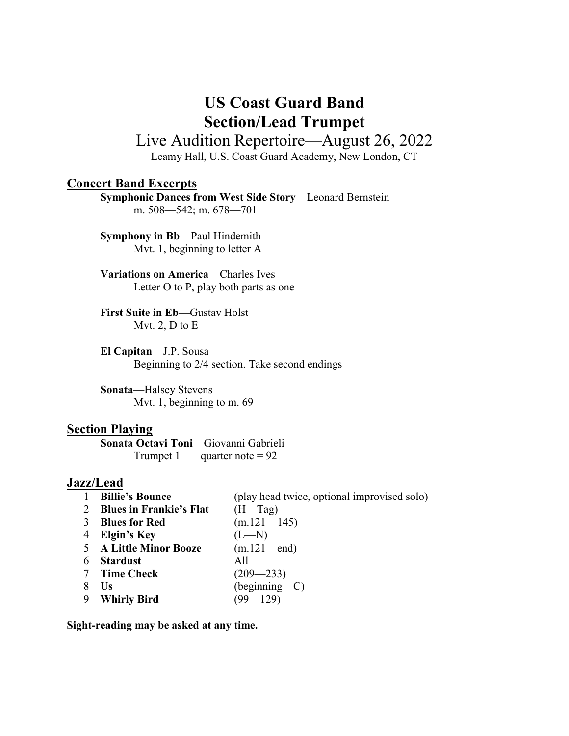# US Coast Guard Band
# Section/Lead Trumpet

## Live Audition Repertoire—August 26, 2022

Leamy Hall, U.S. Coast Guard Academy, New London, CT

## Concert Band Excerpts

**Symphonic Dances from West Side Story**—Leonard Bernstein
m. 508—542; m. 678—701

**Symphony in Bb**—Paul Hindemith
Mvt. 1, beginning to letter A

**Variations on America**—Charles Ives
Letter O to P, play both parts as one

**First Suite in Eb**—Gustav Holst
Mvt. 2, D to E

**El Capitan**—J.P. Sousa
Beginning to 2/4 section. Take second endings

**Sonata**—Halsey Stevens
Mvt. 1, beginning to m. 69

## Section Playing

**Sonata Octavi Toni**—Giovanni Gabrieli
Trumpet 1 quarter note = 92

## Jazz/Lead

| | | |
|---|---|---|
| 1 | **Billie's Bounce** | (play head twice, optional improvised solo) |
| 2 | **Blues in Frankie's Flat** | (H—Tag) |
| 3 | **Blues for Red** | (m.121—145) |
| 4 | **Elgin's Key** | (L—N) |
| 5 | **A Little Minor Booze** | (m.121—end) |
| 6 | **Stardust** | All |
| 7 | **Time Check** | (209—233) |
| 8 | **Us** | (beginning—C) |
| 9 | **Whirly Bird** | (99—129) |

**Sight-reading may be asked at any time.**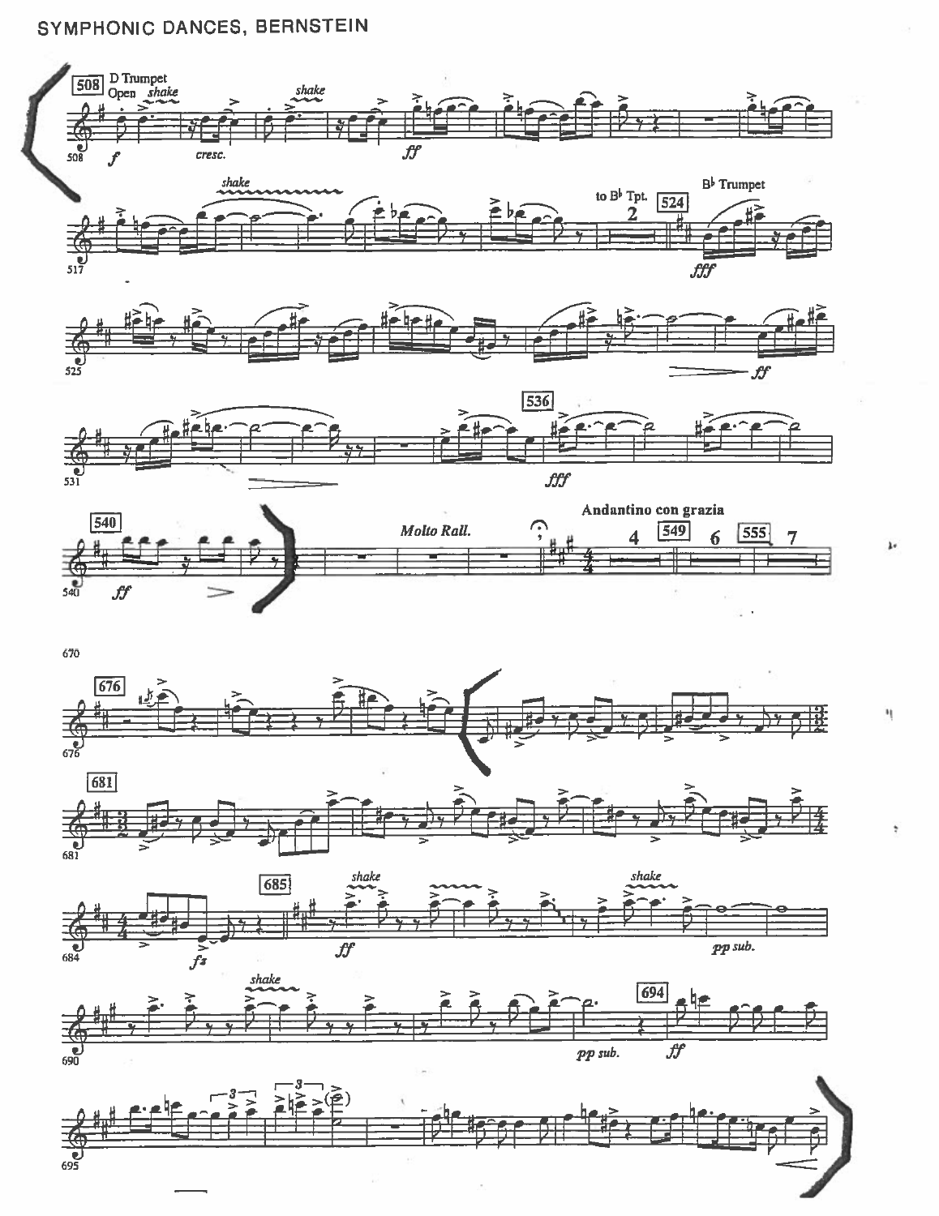# SYMPHONIC DANCES, BERNSTEIN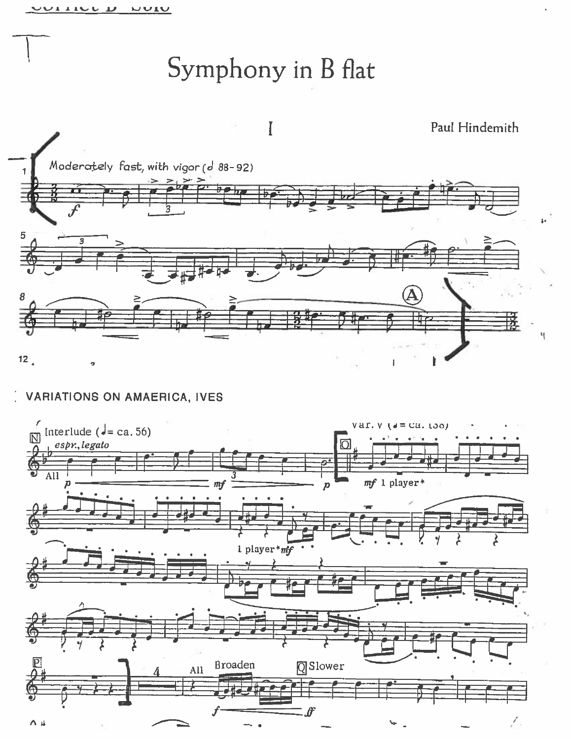Cornet B♭ Solo

# Symphony in B flat

## I

Paul Hindemith

Moderately fast, with vigor (𝅗𝅥 88-92)

*f*

(A)

## VARIATIONS ON AMAERICA, IVES

Interlude (♩= ca. 56)

*espr., legato*

All

*p* *mf* *p*

Var. V (♩= ca. 138)

*mf* 1 player*

1 player* *mf*

All Broaden

*f* *ff*

Slower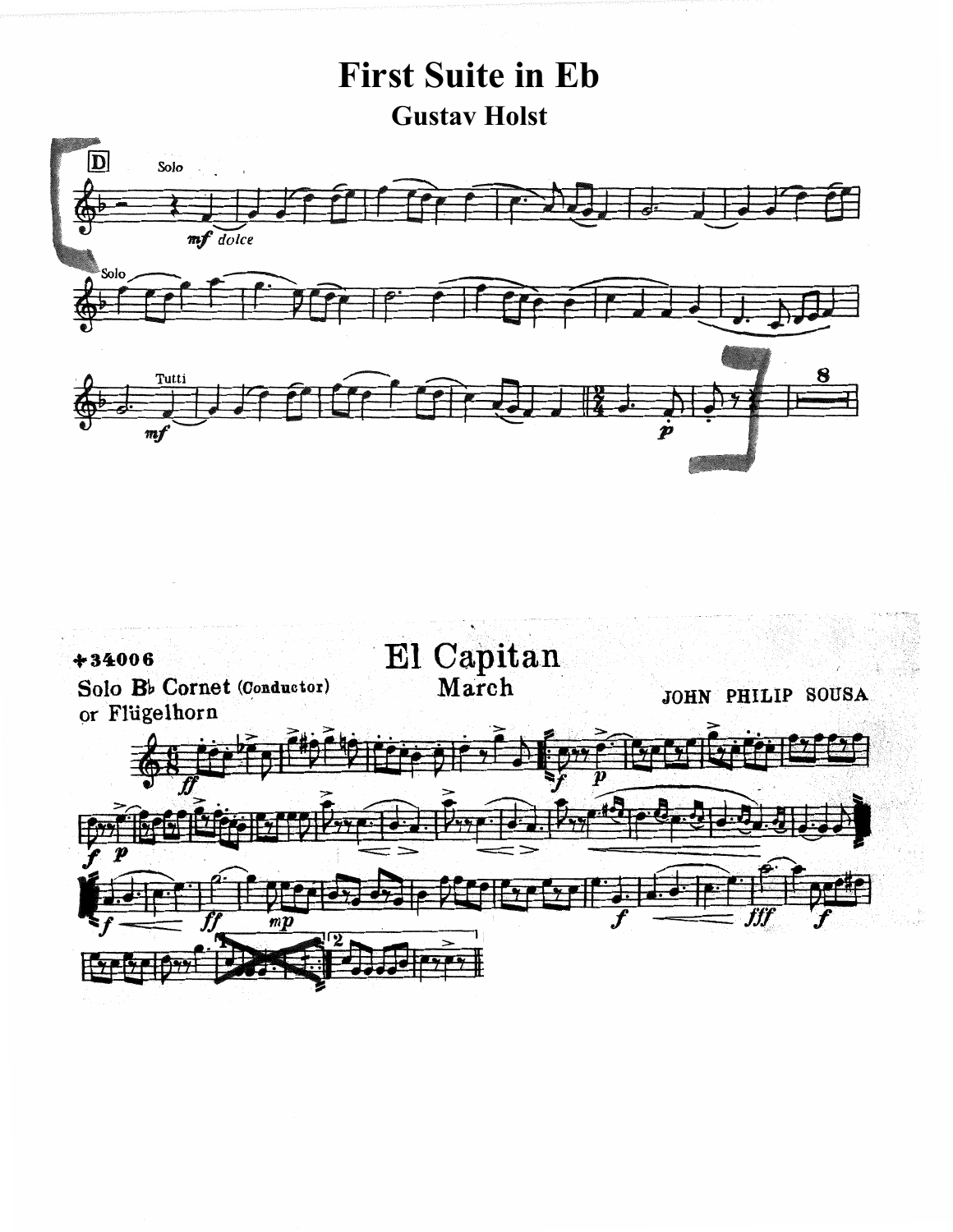# First Suite in Eb

## Gustav Holst

# El Capitan

## March

+34006

Solo B♭ Cornet (Conductor)
or Flügelhorn

JOHN PHILIP SOUSA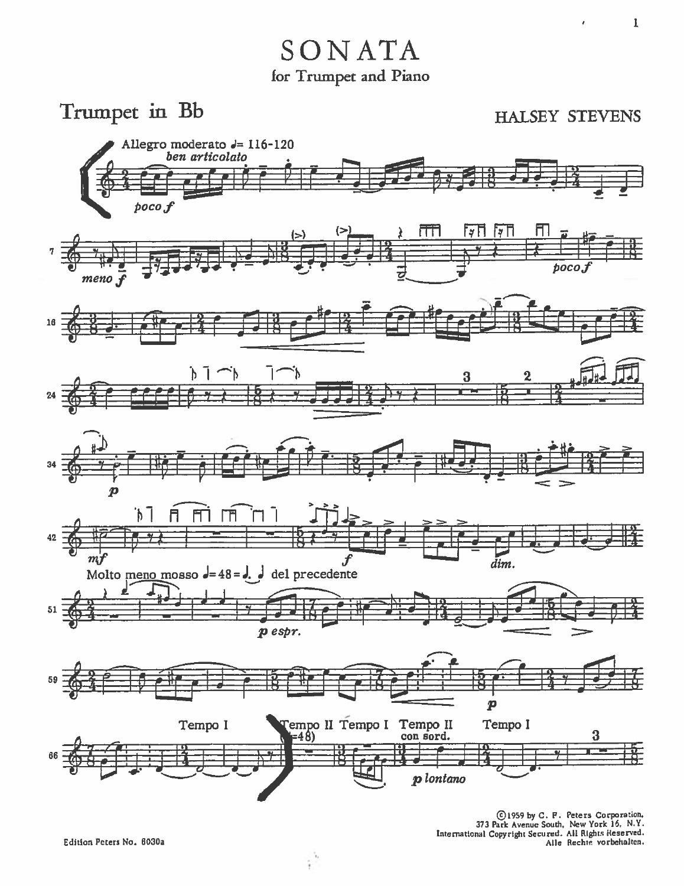# SONATA

for Trumpet and Piano

Trumpet in Bb

HALSEY STEVENS

Allegro moderato ♩= 116-120

*ben articolato*

*poco f*

*meno f*

*poco f*

*p*

*mf*

*f*

*dim.*

Molto meno mosso ♩=48 = ♩. ♩ del precedente

*p espr.*

*p*

Tempo I

Tempo II (♩=48)

Tempo I

Tempo II

con sord.

*p lontano*

Tempo I

©1959 by C. F. Peters Corporation.
373 Park Avenue South, New York 16, N.Y.
International Copyright Secured. All Rights Reserved.
Alle Rechte vorbehalten.

Edition Peters No. 6030a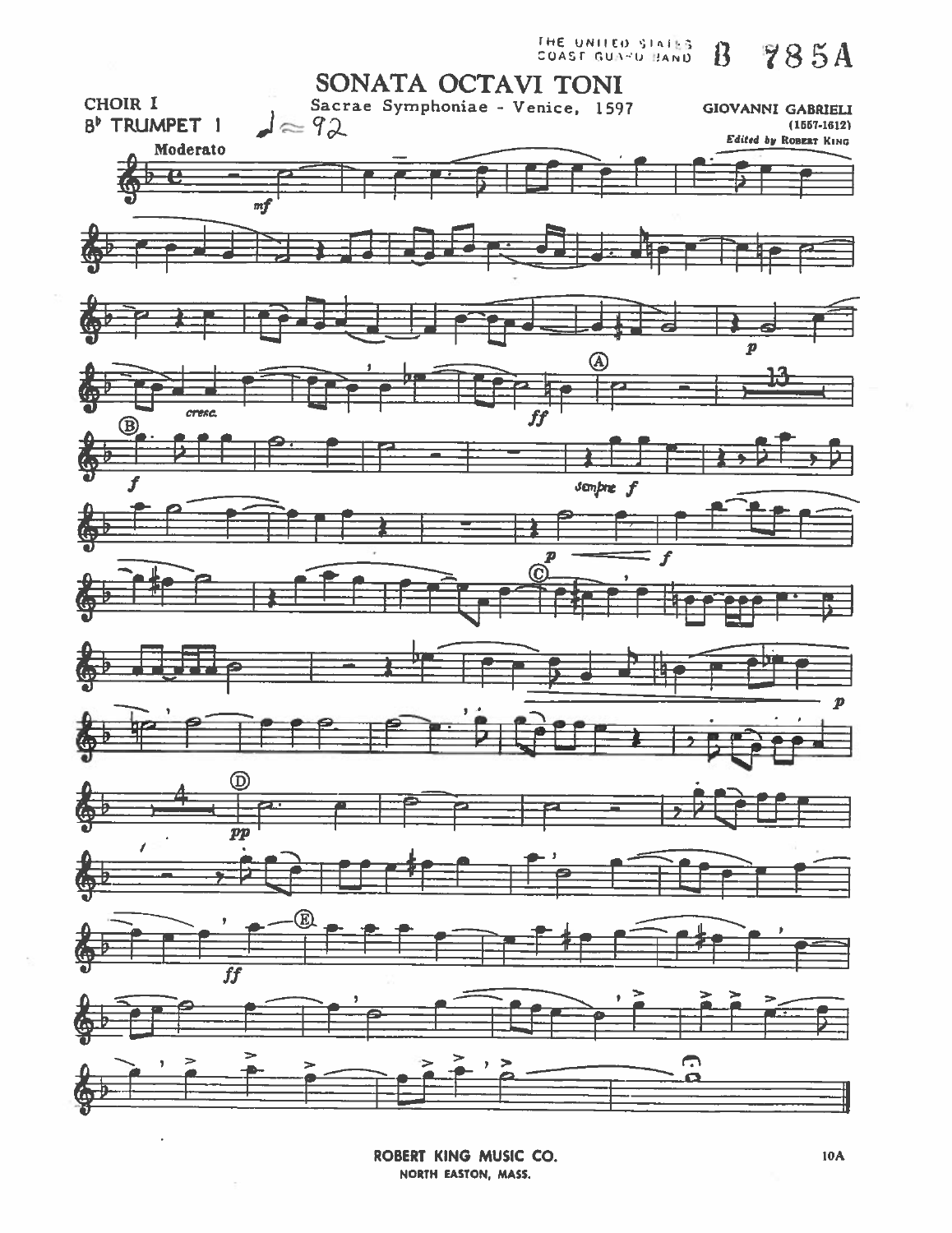THE UNITED STATES COAST GUARD BAND B 785A

# SONATA OCTAVI TONI

Sacrae Symphoniae - Venice, 1597

CHOIR I

B♭ TRUMPET 1

♩≈ 92

GIOVANNI GABRIELI (1557-1612)

*Edited by* ROBERT KING

Moderato

ROBERT KING MUSIC CO.
NORTH EASTON, MASS.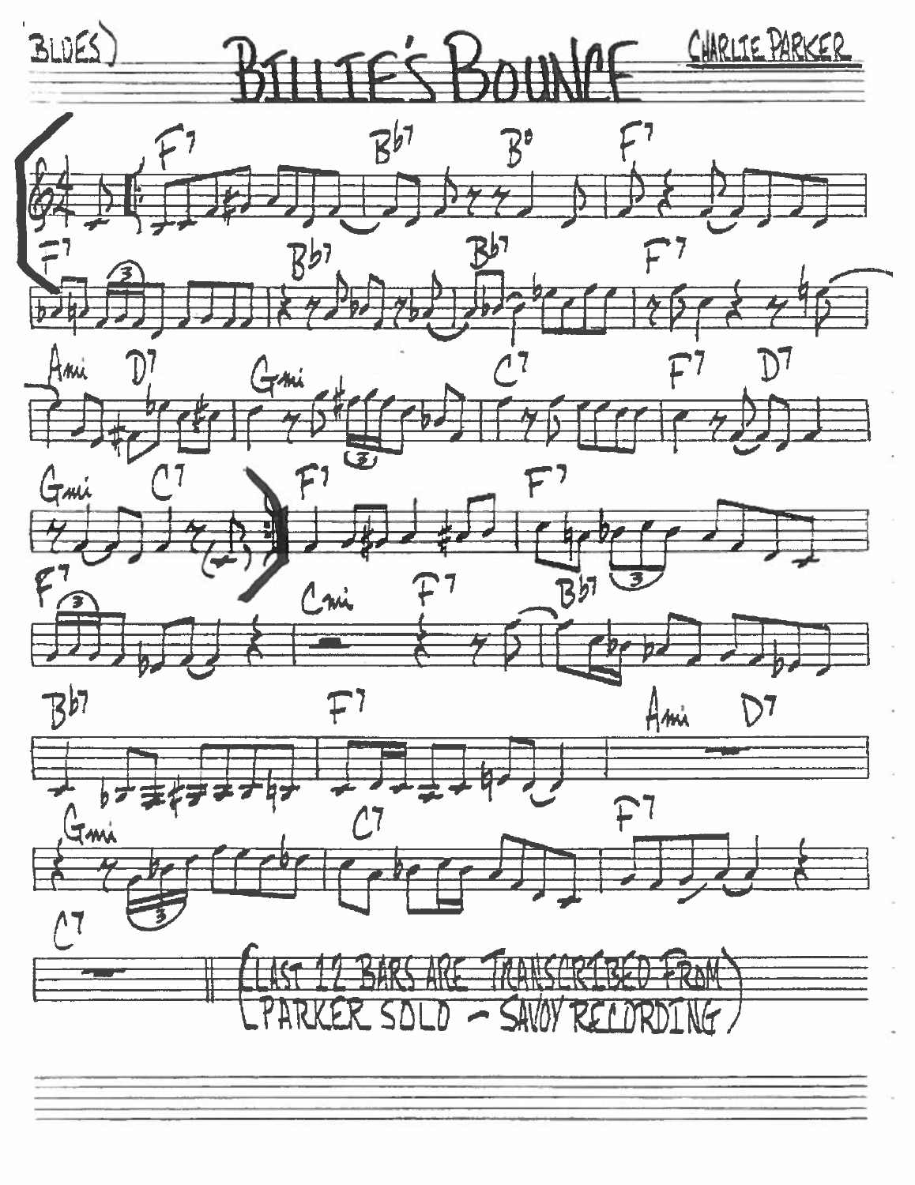(BLUES)

# BILLIE'S BOUNCE

CHARLIE PARKER

(LAST 12 BARS ARE TRANSCRIBED FROM PARKER SOLO — SAVOY RECORDING)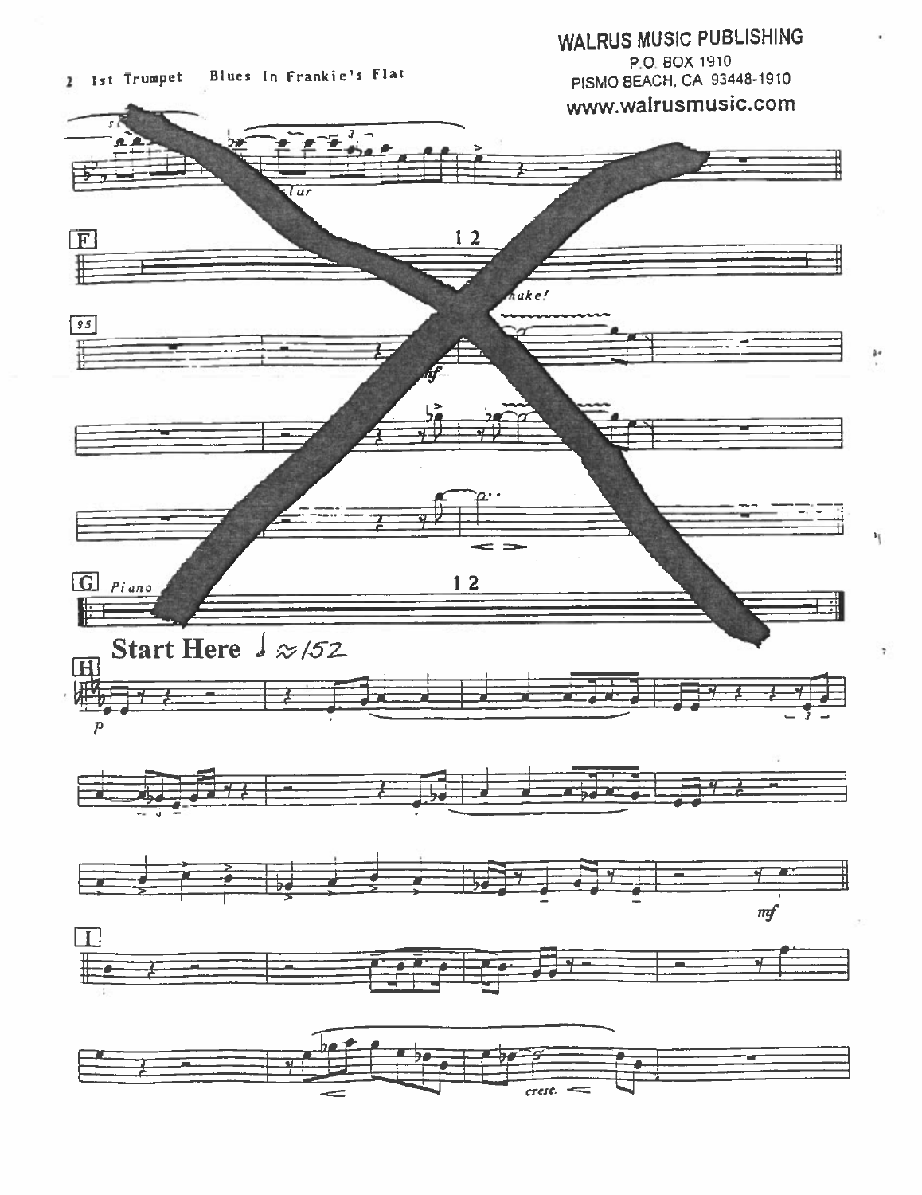**WALRUS MUSIC PUBLISHING**
P.O. BOX 1910
PISMO BEACH, CA 93448-1910
**www.walrusmusic.com**

1st Trumpet — Blues In Frankie's Flat

slur

F — 12

95 — shake! — *mf*

G — Piano — 12

**Start Here** ♩ ≈ 152

H — *p*

*mf*

I

*cresc.*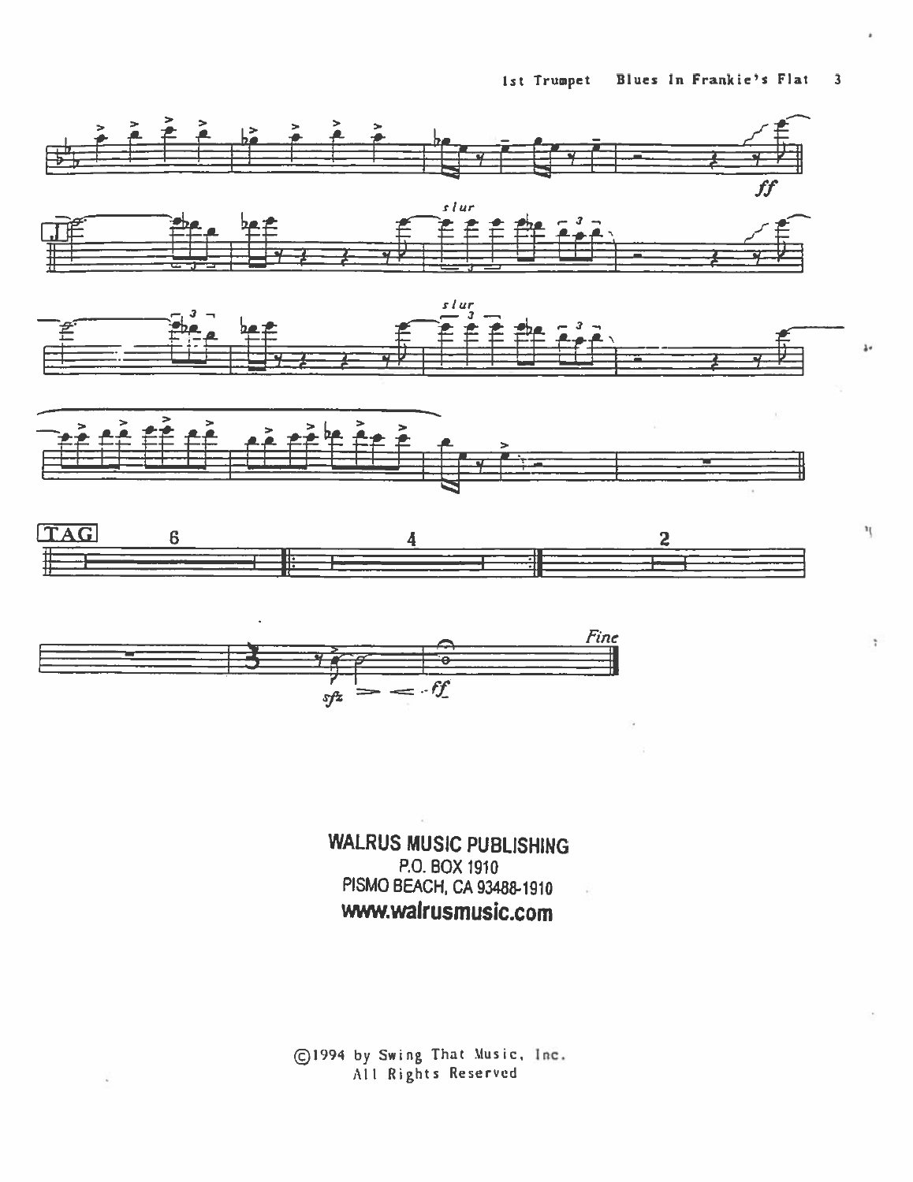TAG

Fine

WALRUS MUSIC PUBLISHING
P.O. BOX 1910
PISMO BEACH, CA 93488-1910
www.walrusmusic.com

©1994 by Swing That Music, Inc.
All Rights Reserved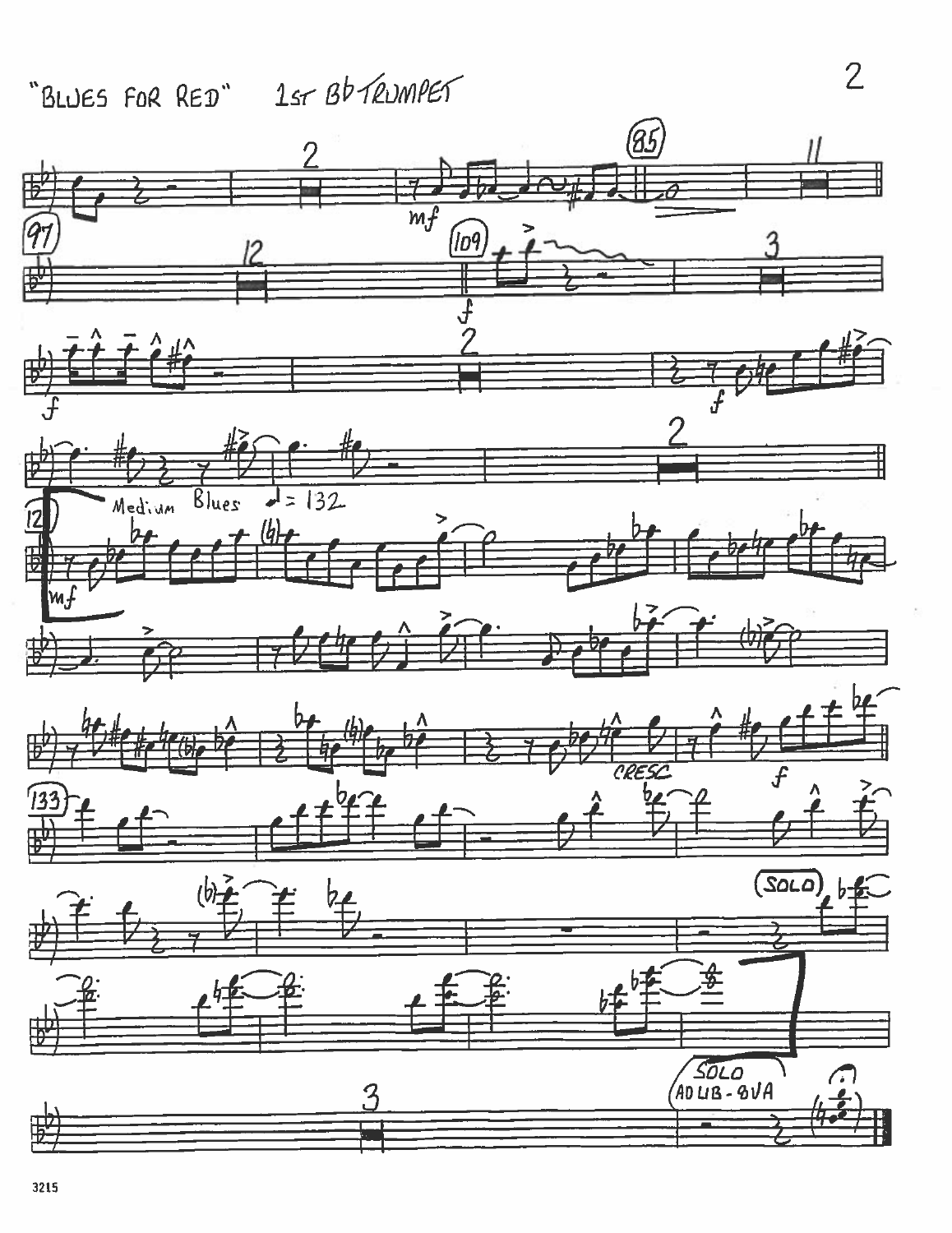"BLUES FOR RED" 1st B♭ TRUMPET

2 — mf — (85) — 11

(97) — 12 — (109) — f — 3

f — 2 — f

2

Medium Blues ♩= 132

(121) mf

CRESC — f

(133)

(SOLO)

3 — SOLO AD LIB - 8VA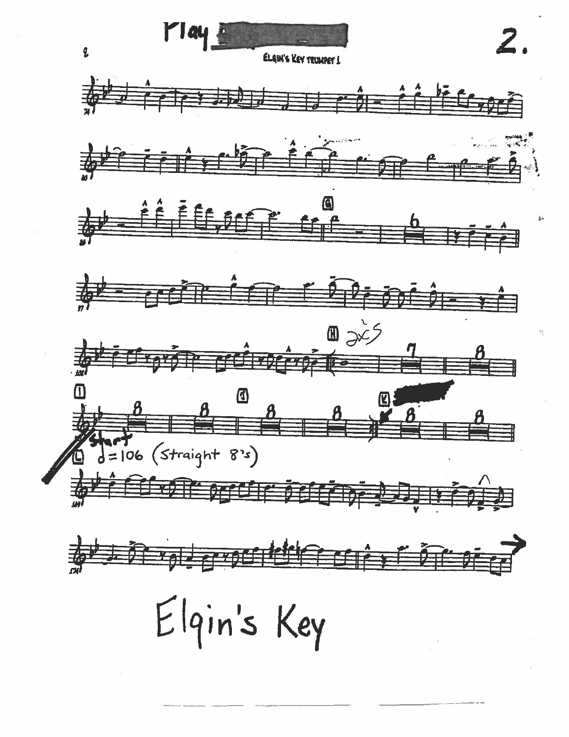Play

2.

ELGIN'S KEY TRUMPET 1

G

H 2x's

I

J

K

Start

L $♩ = 106$ (Straight 8's)

Elgin's Key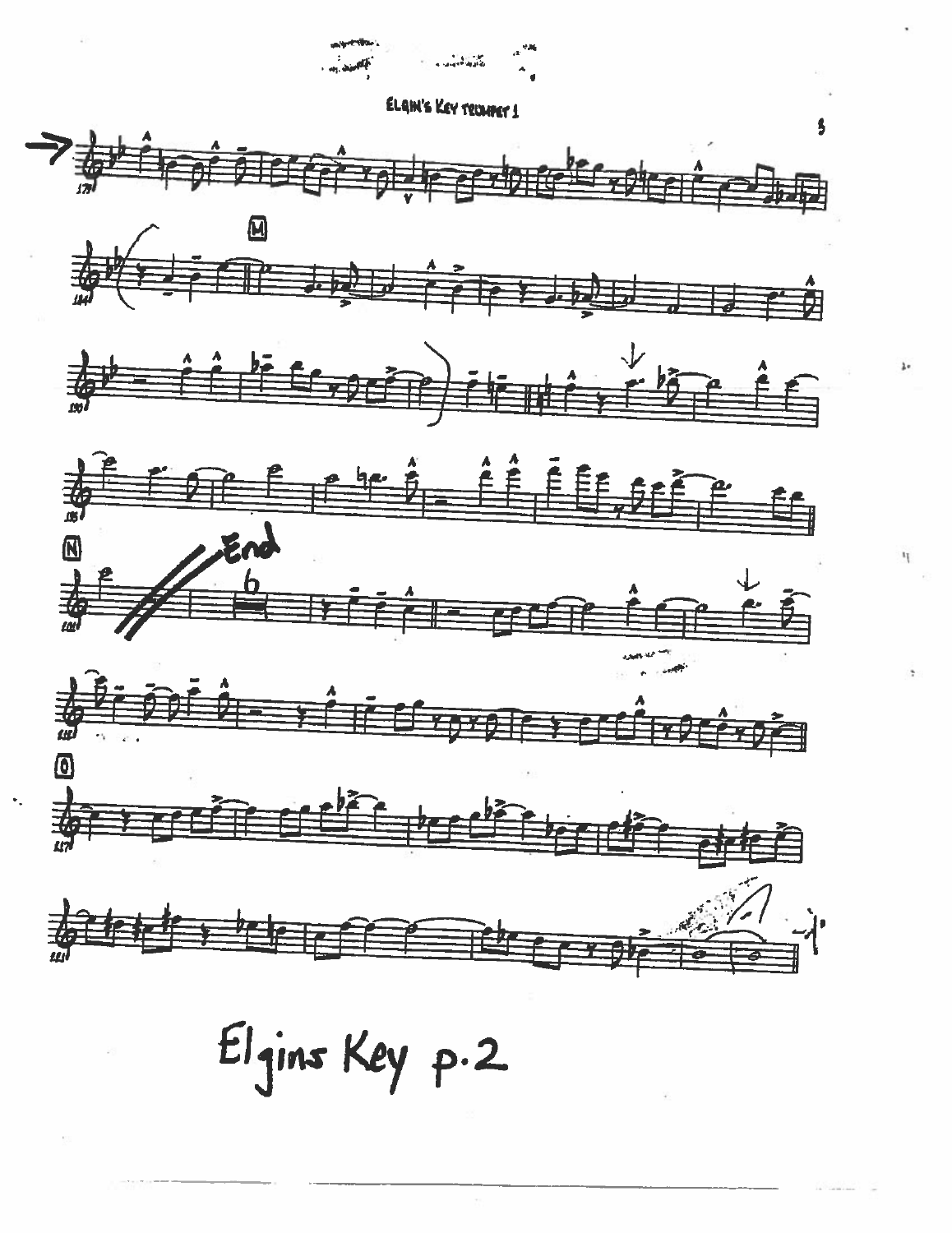ELGIN'S KEY TRUMPET 1

M

N

End

O

Elgins Key p.2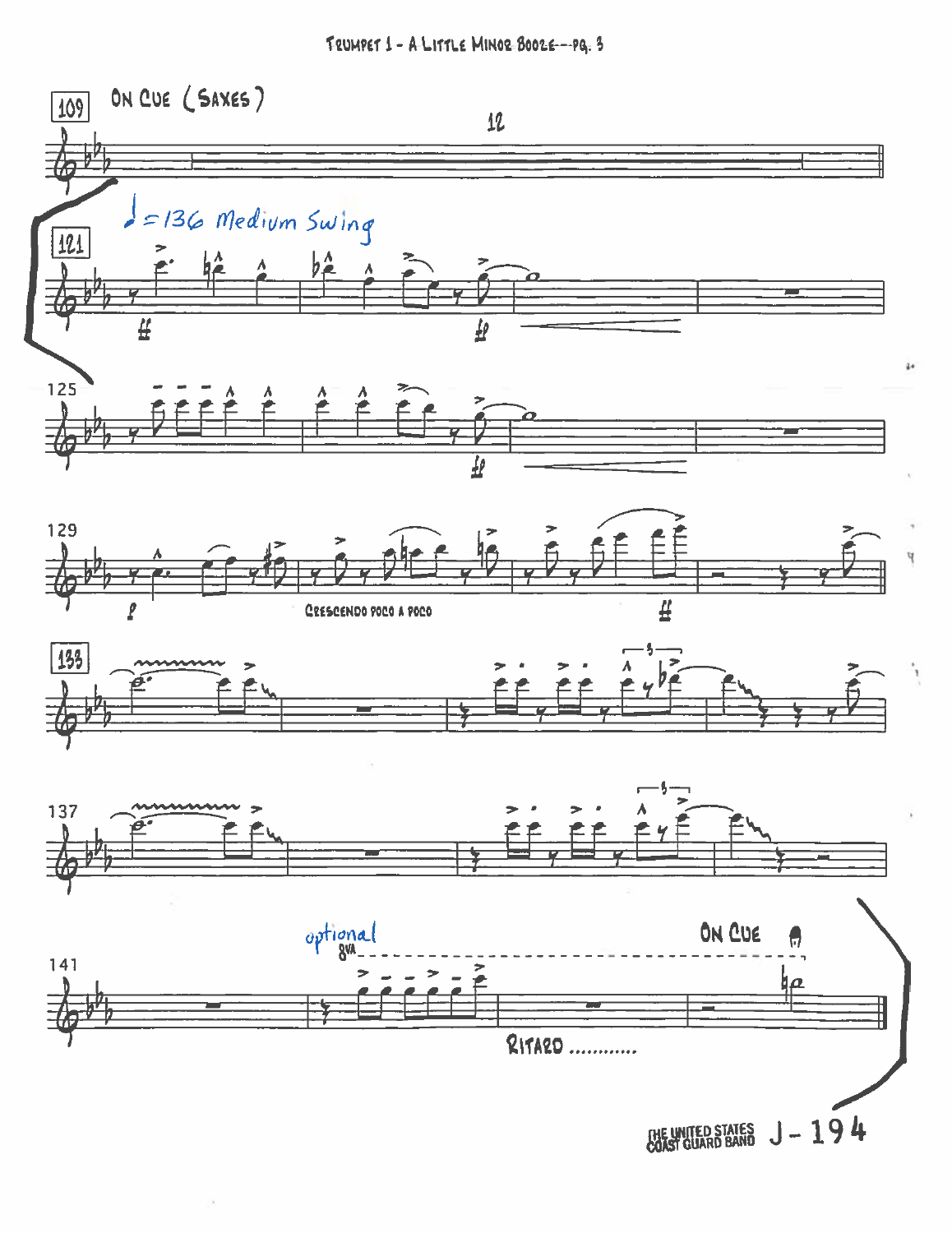109 ON CUE (SAXES)

12

♩=136 Medium Swing

121

ff

ff

125

ff

129

f

CRESCENDO POCO A POCO

ff

133

137

141

optional 8va

ON CUE

RITARD ............

THE UNITED STATES COAST GUARD BAND J - 194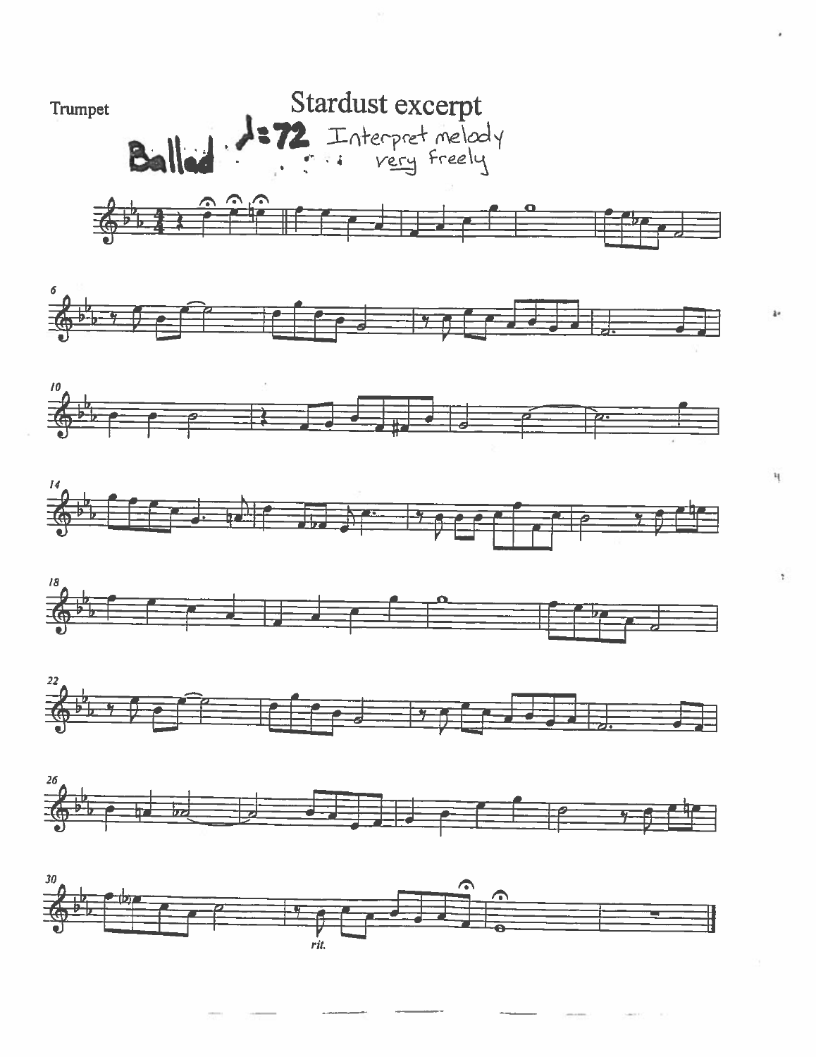Trumpet

# Stardust excerpt

Ballad ♪=72 Interpret melody *very* freely

*rit.*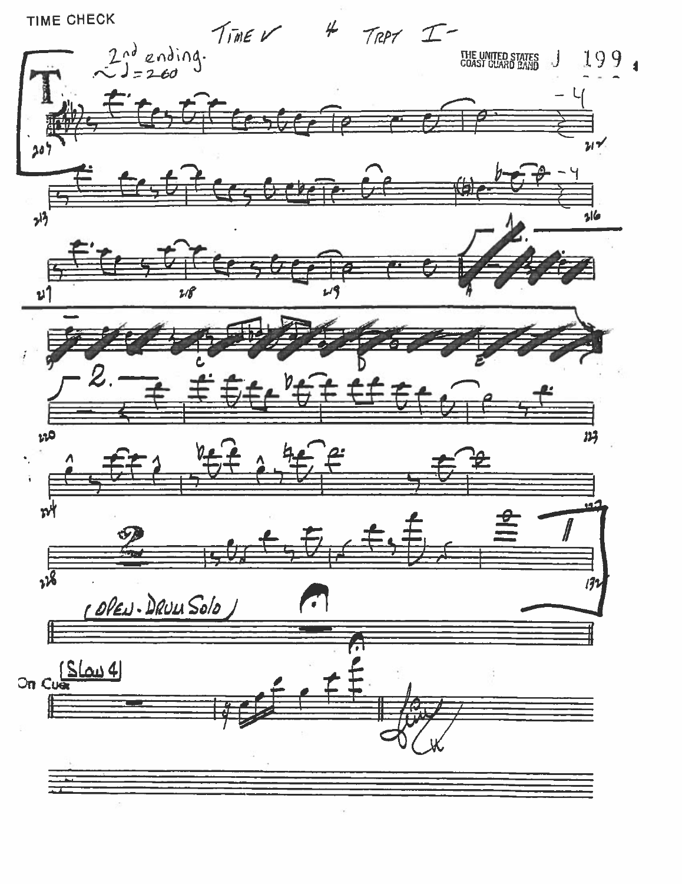TIME CHECK

Time ✓ 4 Trpt I –

THE UNITED STATES COAST GUARD BAND

J 199

2nd ending.
~♩= 260

(OPEN - DRUM Solo)

[Slow 4]

On Cue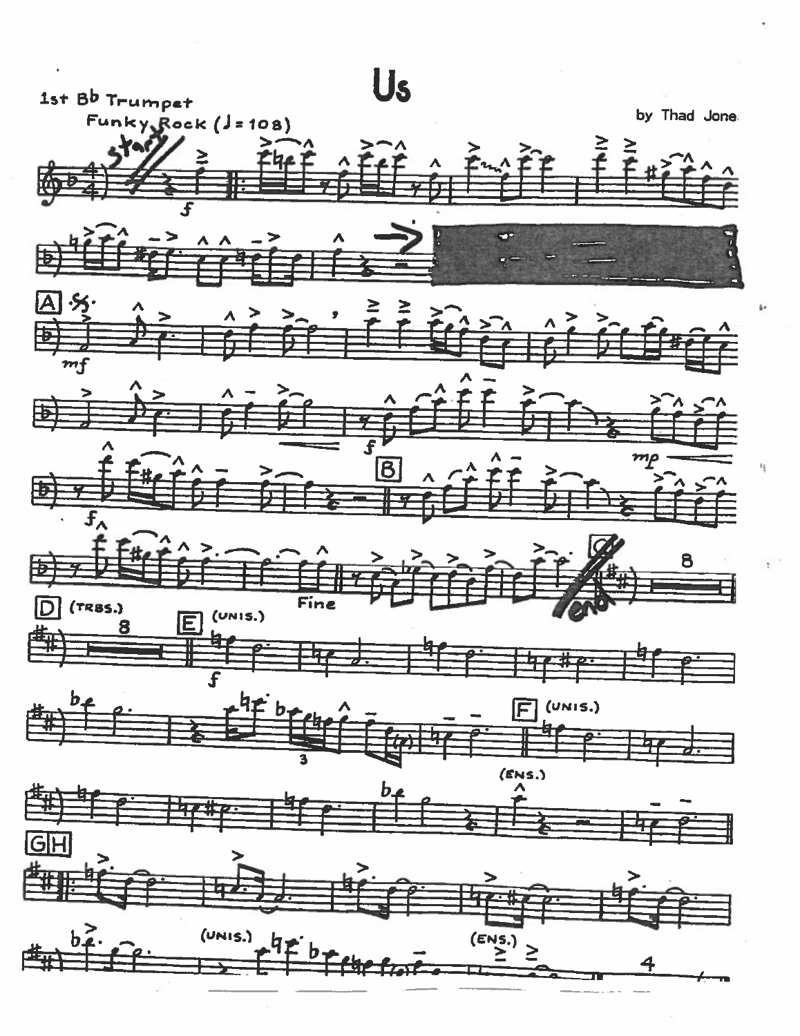# Us

1st B♭ Trumpet

Funky Rock (♩= 108)

by Thad Jone

start

A

B

Fine

C

end

D (TRBS.)

E (UNIS.)

F (UNIS.)

(ENS.)

G H

(UNIS.)

(ENS.)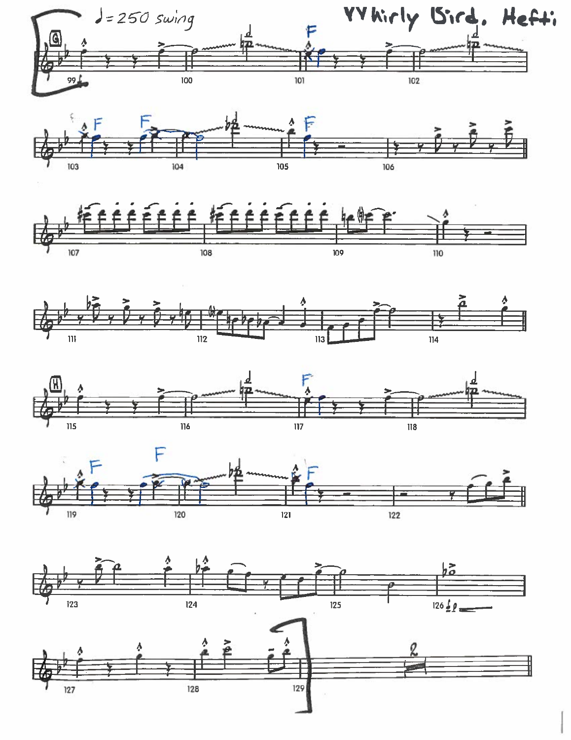♩= 250 swing

Whirly Bird. Hefti